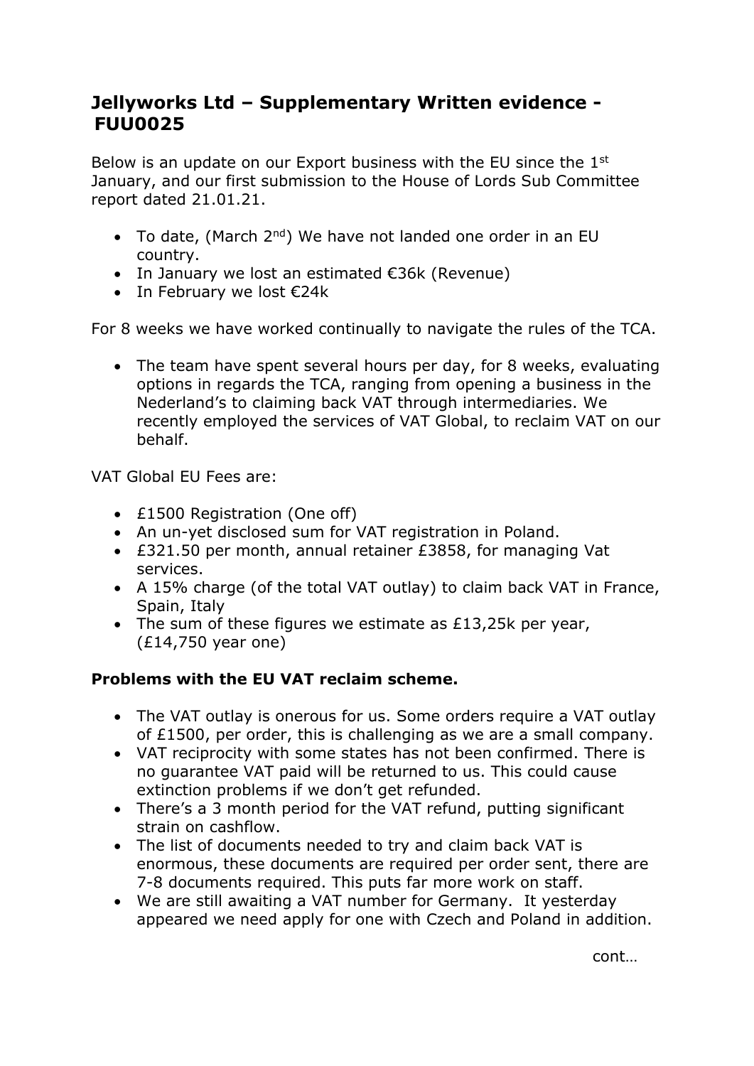# Jellyworks Ltd – Supplementary Written evidence - FUU0025

Below is an update on our Export business with the EU since the 1st January, and our first submission to the House of Lords Sub Committee report dated 21.01.21.

- To date, (March 2nd) We have not landed one order in an EU country.
- In January we lost an estimated €36k (Revenue)
- In February we lost €24k

For 8 weeks we have worked continually to navigate the rules of the TCA.

- The team have spent several hours per day, for 8 weeks, evaluating options in regards the TCA, ranging from opening a business in the Nederland's to claiming back VAT through intermediaries. We recently employed the services of VAT Global, to reclaim VAT on our behalf.

VAT Global EU Fees are:

- £1500 Registration (One off)
- An un-yet disclosed sum for VAT registration in Poland.
- £321.50 per month, annual retainer £3858, for managing Vat services.
- A 15% charge (of the total VAT outlay) to claim back VAT in France, Spain, Italy
- The sum of these figures we estimate as £13,25k per year, (£14,750 year one)

**Problems with the EU VAT reclaim scheme.**

- The VAT outlay is onerous for us. Some orders require a VAT outlay of £1500, per order, this is challenging as we are a small company.
- VAT reciprocity with some states has not been confirmed. There is no guarantee VAT paid will be returned to us. This could cause extinction problems if we don't get refunded.
- There's a 3 month period for the VAT refund, putting significant strain on cashflow.
- The list of documents needed to try and claim back VAT is enormous, these documents are required per order sent, there are 7-8 documents required. This puts far more work on staff.
- We are still awaiting a VAT number for Germany. It yesterday appeared we need apply for one with Czech and Poland in addition.

cont…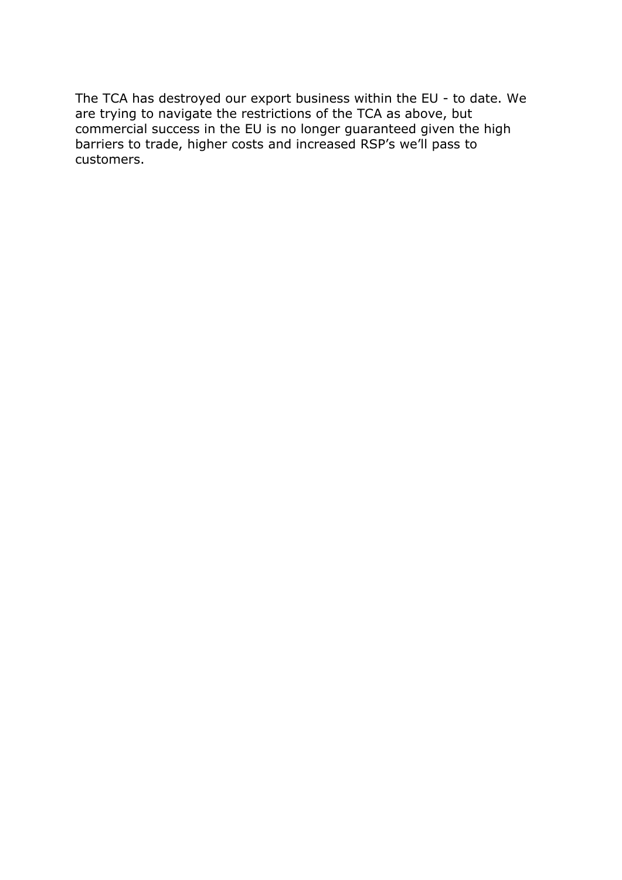The TCA has destroyed our export business within the EU - to date. We are trying to navigate the restrictions of the TCA as above, but commercial success in the EU is no longer guaranteed given the high barriers to trade, higher costs and increased RSP's we'll pass to customers.